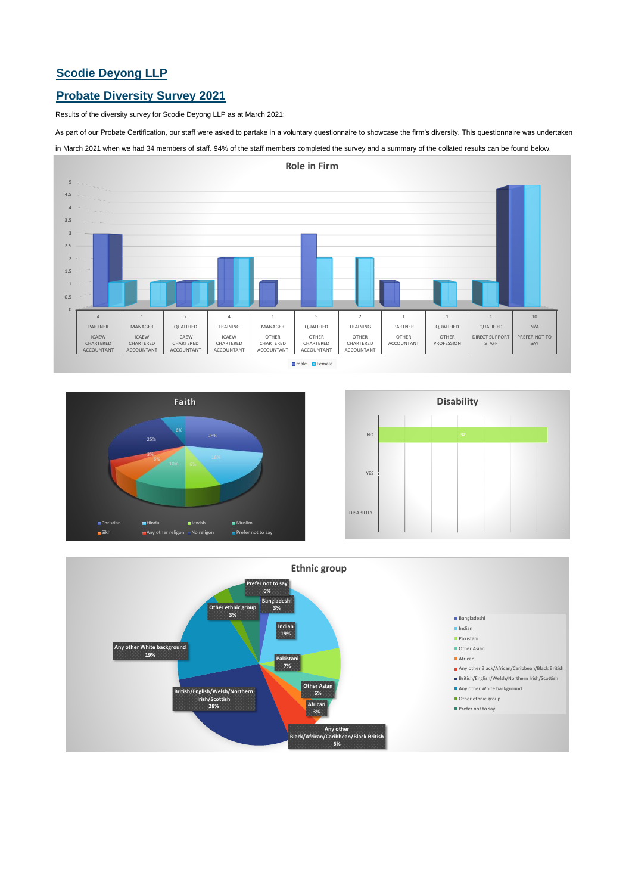## Scodie Deyong LLP

## Probate Diversity Survey 2021

Results of the diversity survey for Scodie Deyong LLP as at March 2021:

As part of our Probate Certification, our staff were asked to partake in a voluntary questionnaire to showcase the firm's diversity. This questionnaire was undertaken in March 2021 when we had 34 members of staff. 94% of the staff members completed the survey and a summary of the collated results can be found below.

**Role in Firm**

0
0.5
1
1.5
2
2.5
3
3.5
4
4.5
5

4 PARTNER ICAEW CHARTERED ACCOUNTANT
1 MANAGER ICAEW CHARTERED ACCOUNTANT
2 QUALIFIED ICAEW CHARTERED ACCOUNTANT
4 TRAINING ICAEW CHARTERED ACCOUNTANT
1 MANAGER OTHER CHARTERED ACCOUNTANT
5 QUALIFIED OTHER CHARTERED ACCOUNTANT
2 TRAINING OTHER CHARTERED ACCOUNTANT
1 PARTNER OTHER ACCOUNTANT
1 QUALIFIED OTHER PROFESSION
1 QUALIFIED DIRECT SUPPORT STAFF
10 N/A PREFER NOT TO SAY

male
Female

**Faith**

28%
16%
6%
10%
6%
3%
25%
6%

Christian
Hindu
Jewish
Muslim
Sikh
Any other religon
No religon
Prefer not to say

**Disability**

NO
32
YES
DISABILITY

**Ethnic group**

Prefer not to say 6%
Bangladeshi 3%
Other ethnic group 3%
Indian 19%
Any other White background 19%
Pakistani 7%
Other Asian 6%
British/English/Welsh/Northern Irish/Scottish 28%
African 3%
Any other Black/African/Caribbean/Black British 6%

Bangladeshi
Indian
Pakistani
Other Asian
African
Any other Black/African/Caribbean/Black British
British/English/Welsh/Northern Irish/Scottish
Any other White background
Other ethnic group
Prefer not to say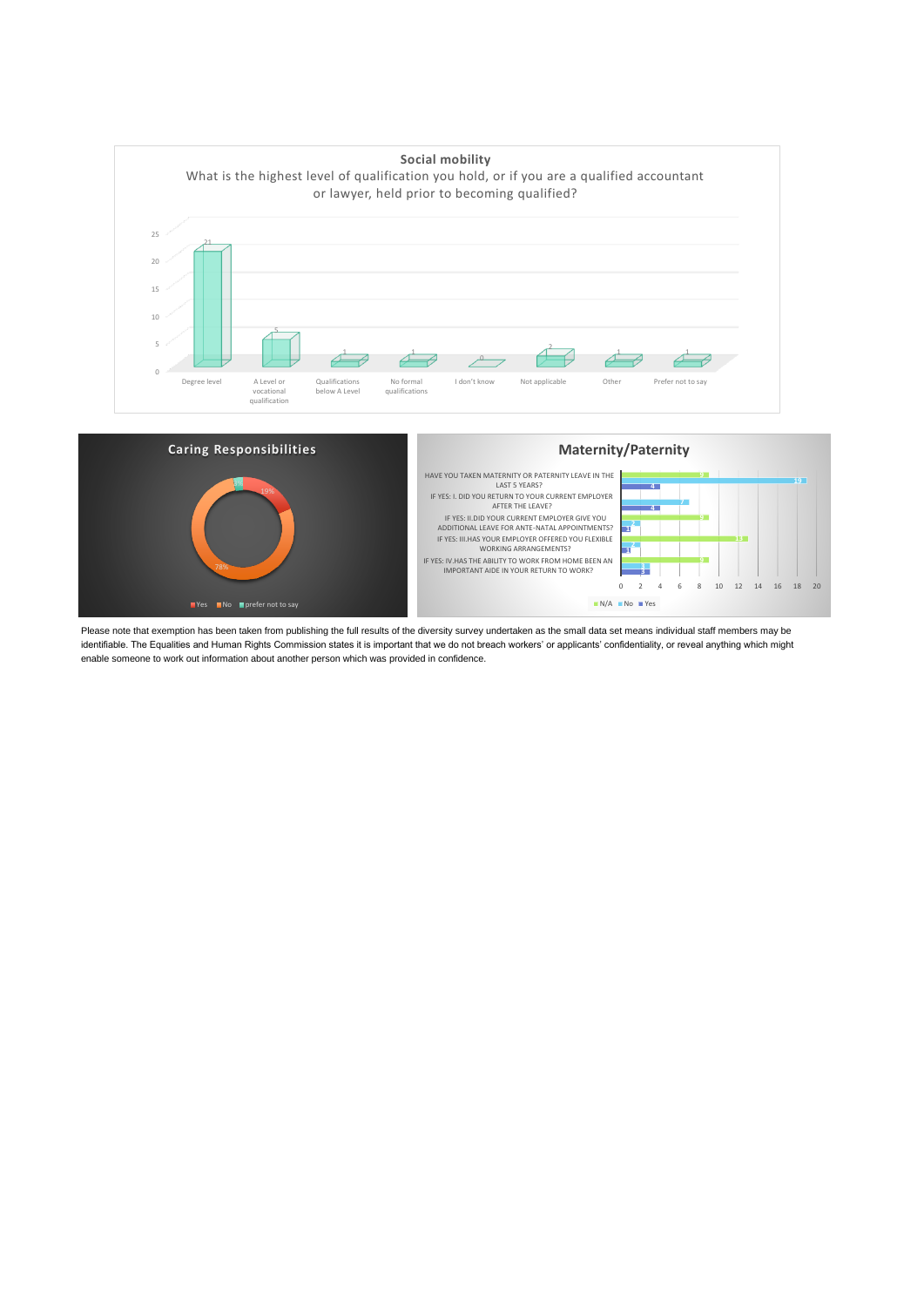**Social mobility**

What is the highest level of qualification you hold, or if you are a qualified accountant or lawyer, held prior to becoming qualified?

25
20
15
10
5
0

21
5
1
1
0
2
1
1

Degree level
A Level or vocational qualification
Qualifications below A Level
No formal qualifications
I don't know
Not applicable
Other
Prefer not to say

**Caring Responsibilities**

19%
78%
3%

Yes No prefer not to say

**Maternity/Paternity**

HAVE YOU TAKEN MATERNITY OR PATERNITY LEAVE IN THE LAST 5 YEARS?
IF YES: I. DID YOU RETURN TO YOUR CURRENT EMPLOYER AFTER THE LEAVE?
IF YES: II.DID YOUR CURRENT EMPLOYER GIVE YOU ADDITIONAL LEAVE FOR ANTE-NATAL APPOINTMENTS?
IF YES: III.HAS YOUR EMPLOYER OFFERED YOU FLEXIBLE WORKING ARRANGEMENTS?
IF YES: IV.HAS THE ABILITY TO WORK FROM HOME BEEN AN IMPORTANT AIDE IN YOUR RETURN TO WORK?

9
19
4
7
4
9
2
1
13
2
1
9
3
3

0 2 4 6 8 10 12 14 16 18 20

N/A No Yes

Please note that exemption has been taken from publishing the full results of the diversity survey undertaken as the small data set means individual staff members may be identifiable. The Equalities and Human Rights Commission states it is important that we do not breach workers' or applicants' confidentiality, or reveal anything which might enable someone to work out information about another person which was provided in confidence.